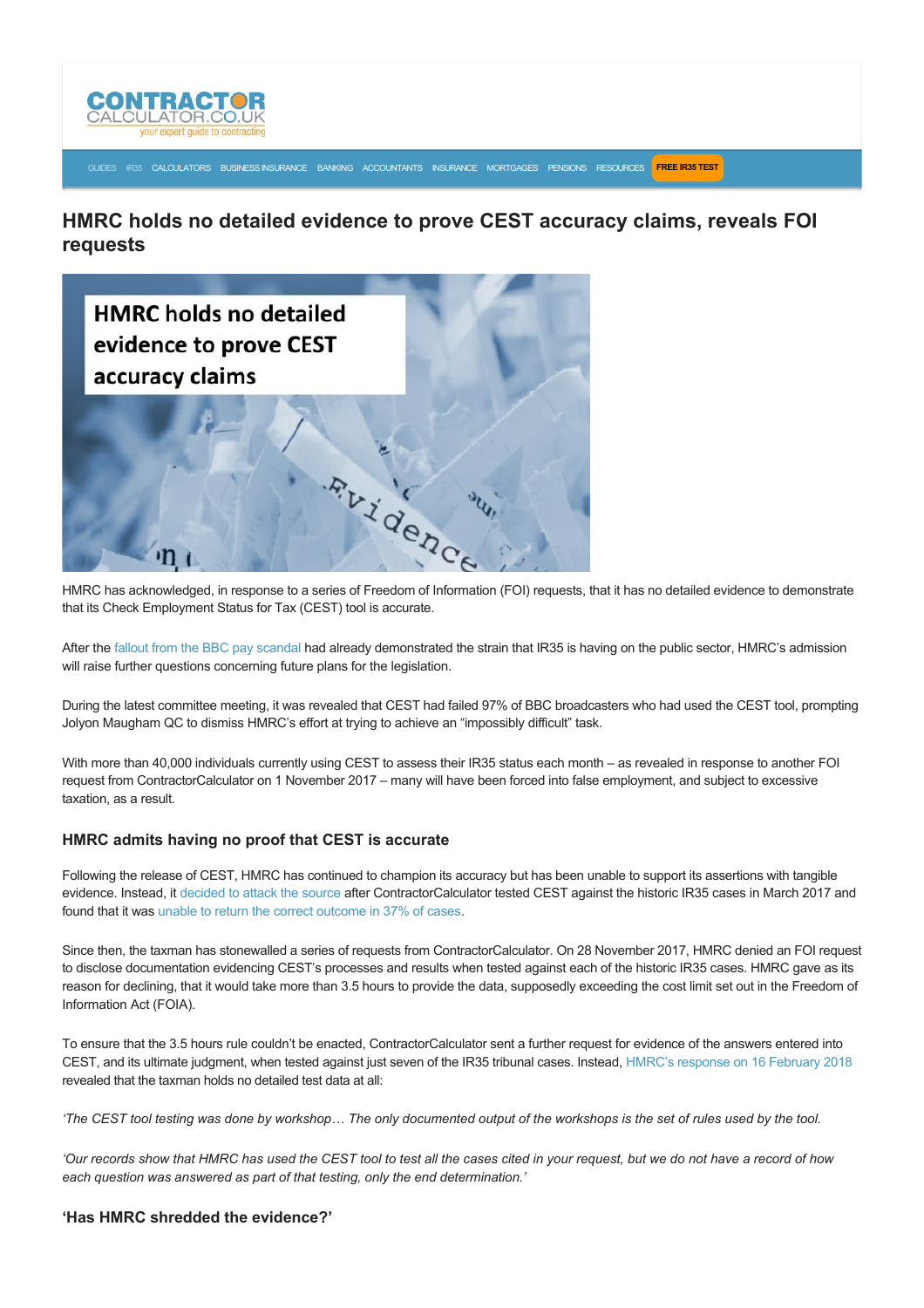# HMRC holds no detailed evidence to prove CEST accuracy claims, reveals FOI requests

HMRC has acknowledged, in response to a series of Freedom of Information (FOI) requests, that it has no detailed evidence to demonstrate that its Check Employment Status for Tax (CEST) tool is accurate.

After the fallout from the BBC pay scandal had already demonstrated the strain that IR35 is having on the public sector, HMRC's admission will raise further questions concerning future plans for the legislation.

During the latest committee meeting, it was revealed that CEST had failed 97% of BBC broadcasters who had used the CEST tool, prompting Jolyon Maugham QC to dismiss HMRC's effort at trying to achieve an "impossibly difficult" task.

With more than 40,000 individuals currently using CEST to assess their IR35 status each month – as revealed in response to another FOI request from ContractorCalculator on 1 November 2017 – many will have been forced into false employment, and subject to excessive taxation, as a result.

### HMRC admits having no proof that CEST is accurate

Following the release of CEST, HMRC has continued to champion its accuracy but has been unable to support its assertions with tangible evidence. Instead, it decided to attack the source after ContractorCalculator tested CEST against the historic IR35 cases in March 2017 and found that it was unable to return the correct outcome in 37% of cases.

Since then, the taxman has stonewalled a series of requests from ContractorCalculator. On 28 November 2017, HMRC denied an FOI request to disclose documentation evidencing CEST's processes and results when tested against each of the historic IR35 cases. HMRC gave as its reason for declining, that it would take more than 3.5 hours to provide the data, supposedly exceeding the cost limit set out in the Freedom of Information Act (FOIA).

To ensure that the 3.5 hours rule couldn't be enacted, ContractorCalculator sent a further request for evidence of the answers entered into CEST, and its ultimate judgment, when tested against just seven of the IR35 tribunal cases. Instead, HMRC's response on 16 February 2018 revealed that the taxman holds no detailed test data at all:

*'The CEST tool testing was done by workshop… The only documented output of the workshops is the set of rules used by the tool.*

*'Our records show that HMRC has used the CEST tool to test all the cases cited in your request, but we do not have a record of how each question was answered as part of that testing, only the end determination.'*

### 'Has HMRC shredded the evidence?'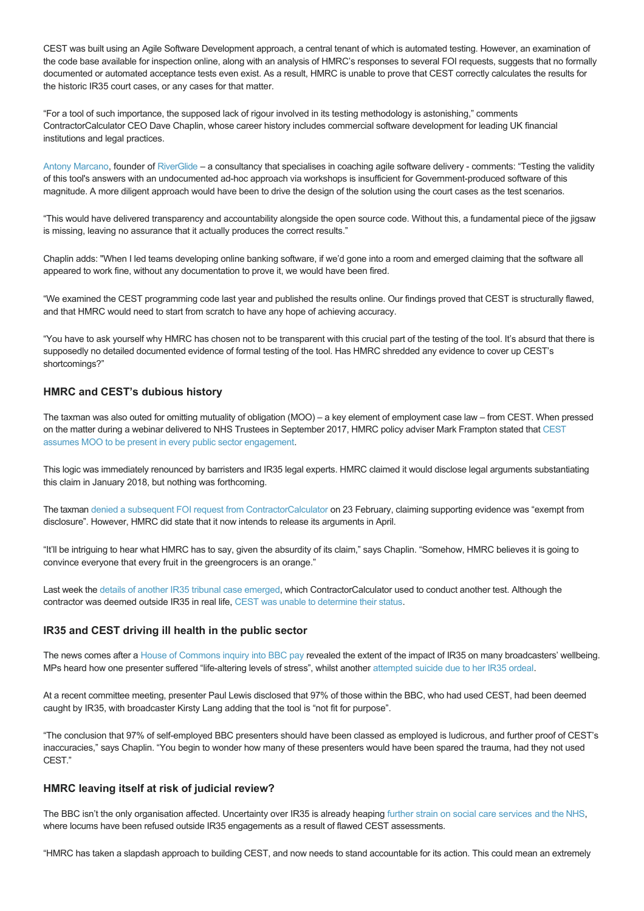CEST was built using an Agile Software Development approach, a central tenant of which is automated testing. However, an examination of the code base available for inspection online, along with an analysis of HMRC's responses to several FOI requests, suggests that no formally documented or automated acceptance tests even exist. As a result, HMRC is unable to prove that CEST correctly calculates the results for the historic IR35 court cases, or any cases for that matter.

"For a tool of such importance, the supposed lack of rigour involved in its testing methodology is astonishing," comments ContractorCalculator CEO Dave Chaplin, whose career history includes commercial software development for leading UK financial institutions and legal practices.

Antony Marcano, founder of RiverGlide – a consultancy that specialises in coaching agile software delivery - comments: "Testing the validity of this tool's answers with an undocumented ad-hoc approach via workshops is insufficient for Government-produced software of this magnitude. A more diligent approach would have been to drive the design of the solution using the court cases as the test scenarios.

"This would have delivered transparency and accountability alongside the open source code. Without this, a fundamental piece of the jigsaw is missing, leaving no assurance that it actually produces the correct results."

Chaplin adds: "When I led teams developing online banking software, if we'd gone into a room and emerged claiming that the software all appeared to work fine, without any documentation to prove it, we would have been fired.

"We examined the CEST programming code last year and published the results online. Our findings proved that CEST is structurally flawed, and that HMRC would need to start from scratch to have any hope of achieving accuracy.

"You have to ask yourself why HMRC has chosen not to be transparent with this crucial part of the testing of the tool. It's absurd that there is supposedly no detailed documented evidence of formal testing of the tool. Has HMRC shredded any evidence to cover up CEST's shortcomings?"

### HMRC and CEST's dubious history

The taxman was also outed for omitting mutuality of obligation (MOO) – a key element of employment case law – from CEST. When pressed on the matter during a webinar delivered to NHS Trustees in September 2017, HMRC policy adviser Mark Frampton stated that CEST assumes MOO to be present in every public sector engagement.

This logic was immediately renounced by barristers and IR35 legal experts. HMRC claimed it would disclose legal arguments substantiating this claim in January 2018, but nothing was forthcoming.

The taxman denied a subsequent FOI request from ContractorCalculator on 23 February, claiming supporting evidence was "exempt from disclosure". However, HMRC did state that it now intends to release its arguments in April.

"It'll be intriguing to hear what HMRC has to say, given the absurdity of its claim," says Chaplin. "Somehow, HMRC believes it is going to convince everyone that every fruit in the greengrocers is an orange."

Last week the details of another IR35 tribunal case emerged, which ContractorCalculator used to conduct another test. Although the contractor was deemed outside IR35 in real life, CEST was unable to determine their status.

### IR35 and CEST driving ill health in the public sector

The news comes after a House of Commons inquiry into BBC pay revealed the extent of the impact of IR35 on many broadcasters' wellbeing. MPs heard how one presenter suffered "life-altering levels of stress", whilst another attempted suicide due to her IR35 ordeal.

At a recent committee meeting, presenter Paul Lewis disclosed that 97% of those within the BBC, who had used CEST, had been deemed caught by IR35, with broadcaster Kirsty Lang adding that the tool is "not fit for purpose".

"The conclusion that 97% of self-employed BBC presenters should have been classed as employed is ludicrous, and further proof of CEST's inaccuracies," says Chaplin. "You begin to wonder how many of these presenters would have been spared the trauma, had they not used CEST."

### HMRC leaving itself at risk of judicial review?

The BBC isn't the only organisation affected. Uncertainty over IR35 is already heaping further strain on social care services and the NHS, where locums have been refused outside IR35 engagements as a result of flawed CEST assessments.

"HMRC has taken a slapdash approach to building CEST, and now needs to stand accountable for its action. This could mean an extremely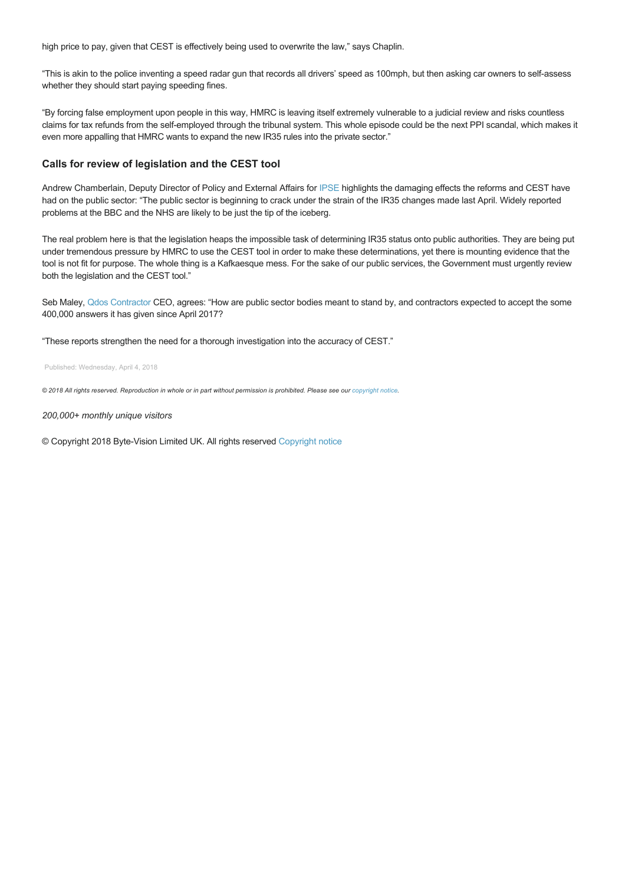high price to pay, given that CEST is effectively being used to overwrite the law," says Chaplin.

"This is akin to the police inventing a speed radar gun that records all drivers' speed as 100mph, but then asking car owners to self-assess whether they should start paying speeding fines.

"By forcing false employment upon people in this way, HMRC is leaving itself extremely vulnerable to a judicial review and risks countless claims for tax refunds from the self-employed through the tribunal system. This whole episode could be the next PPI scandal, which makes it even more appalling that HMRC wants to expand the new IR35 rules into the private sector."

### Calls for review of legislation and the CEST tool

Andrew Chamberlain, Deputy Director of Policy and External Affairs for IPSE highlights the damaging effects the reforms and CEST have had on the public sector: "The public sector is beginning to crack under the strain of the IR35 changes made last April. Widely reported problems at the BBC and the NHS are likely to be just the tip of the iceberg.

The real problem here is that the legislation heaps the impossible task of determining IR35 status onto public authorities. They are being put under tremendous pressure by HMRC to use the CEST tool in order to make these determinations, yet there is mounting evidence that the tool is not fit for purpose. The whole thing is a Kafkaesque mess. For the sake of our public services, the Government must urgently review both the legislation and the CEST tool."

Seb Maley, Qdos Contractor CEO, agrees: "How are public sector bodies meant to stand by, and contractors expected to accept the some 400,000 answers it has given since April 2017?

"These reports strengthen the need for a thorough investigation into the accuracy of CEST."

Published: Wednesday, April 4, 2018

*© 2018 All rights reserved. Reproduction in whole or in part without permission is prohibited. Please see our copyright notice.*

*200,000+ monthly unique visitors*

© Copyright 2018 Byte-Vision Limited UK. All rights reserved Copyright notice